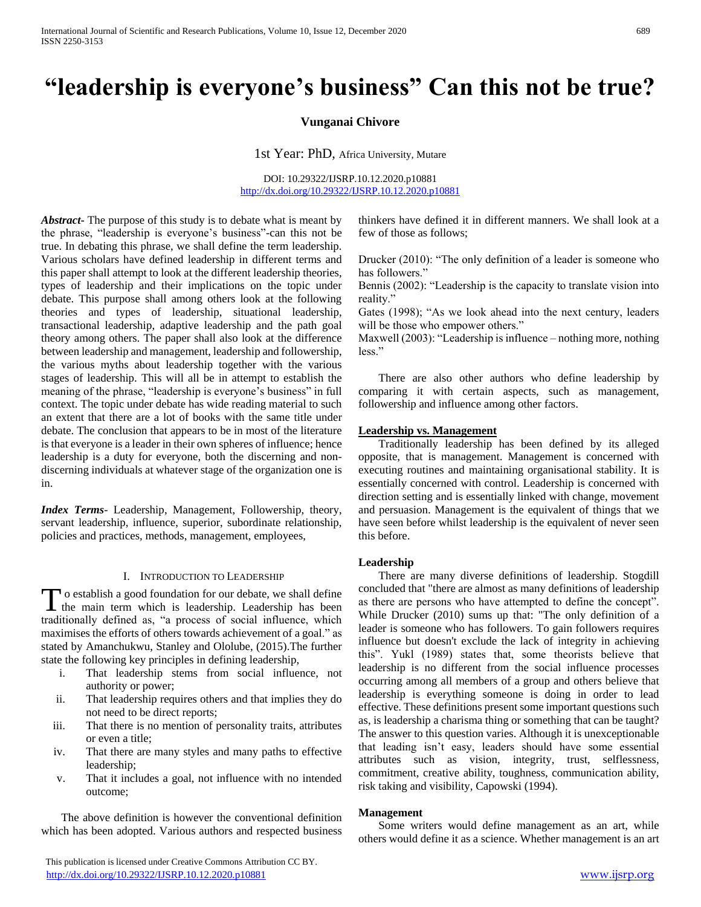# "leadership is everyone's business" Can this not be true?

**Vunganai Chivore**

1st Year: PhD, Africa University, Mutare

DOI: 10.29322/IJSRP.10.12.2020.p10881
http://dx.doi.org/10.29322/IJSRP.10.12.2020.p10881

***Abstract***- The purpose of this study is to debate what is meant by the phrase, "leadership is everyone's business"-can this not be true. In debating this phrase, we shall define the term leadership. Various scholars have defined leadership in different terms and this paper shall attempt to look at the different leadership theories, types of leadership and their implications on the topic under debate. This purpose shall among others look at the following theories and types of leadership, situational leadership, transactional leadership, adaptive leadership and the path goal theory among others. The paper shall also look at the difference between leadership and management, leadership and followership, the various myths about leadership together with the various stages of leadership. This will all be in attempt to establish the meaning of the phrase, "leadership is everyone's business" in full context. The topic under debate has wide reading material to such an extent that there are a lot of books with the same title under debate. The conclusion that appears to be in most of the literature is that everyone is a leader in their own spheres of influence; hence leadership is a duty for everyone, both the discerning and non-discerning individuals at whatever stage of the organization one is in.

***Index Terms***- Leadership, Management, Followership, theory, servant leadership, influence, superior, subordinate relationship, policies and practices, methods, management, employees,

## I. Introduction to Leadership

To establish a good foundation for our debate, we shall define the main term which is leadership. Leadership has been traditionally defined as, "a process of social influence, which maximises the efforts of others towards achievement of a goal." as stated by Amanchukwu, Stanley and Ololube, (2015).The further state the following key principles in defining leadership,

i. That leadership stems from social influence, not authority or power;
ii. That leadership requires others and that implies they do not need to be direct reports;
iii. That there is no mention of personality traits, attributes or even a title;
iv. That there are many styles and many paths to effective leadership;
v. That it includes a goal, not influence with no intended outcome;

The above definition is however the conventional definition which has been adopted. Various authors and respected business thinkers have defined it in different manners. We shall look at a few of those as follows;

Drucker (2010): "The only definition of a leader is someone who has followers."
Bennis (2002): "Leadership is the capacity to translate vision into reality."
Gates (1998); "As we look ahead into the next century, leaders will be those who empower others."
Maxwell (2003): "Leadership is influence – nothing more, nothing less."

There are also other authors who define leadership by comparing it with certain aspects, such as management, followership and influence among other factors.

### Leadership vs. Management

Traditionally leadership has been defined by its alleged opposite, that is management. Management is concerned with executing routines and maintaining organisational stability. It is essentially concerned with control. Leadership is concerned with direction setting and is essentially linked with change, movement and persuasion. Management is the equivalent of things that we have seen before whilst leadership is the equivalent of never seen this before.

### Leadership

There are many diverse definitions of leadership. Stogdill concluded that "there are almost as many definitions of leadership as there are persons who have attempted to define the concept". While Drucker (2010) sums up that: "The only definition of a leader is someone who has followers. To gain followers requires influence but doesn't exclude the lack of integrity in achieving this". Yukl (1989) states that, some theorists believe that leadership is no different from the social influence processes occurring among all members of a group and others believe that leadership is everything someone is doing in order to lead effective. These definitions present some important questions such as, is leadership a charisma thing or something that can be taught? The answer to this question varies. Although it is unexceptionable that leading isn't easy, leaders should have some essential attributes such as vision, integrity, trust, selflessness, commitment, creative ability, toughness, communication ability, risk taking and visibility, Capowski (1994).

### Management

Some writers would define management as an art, while others would define it as a science. Whether management is an art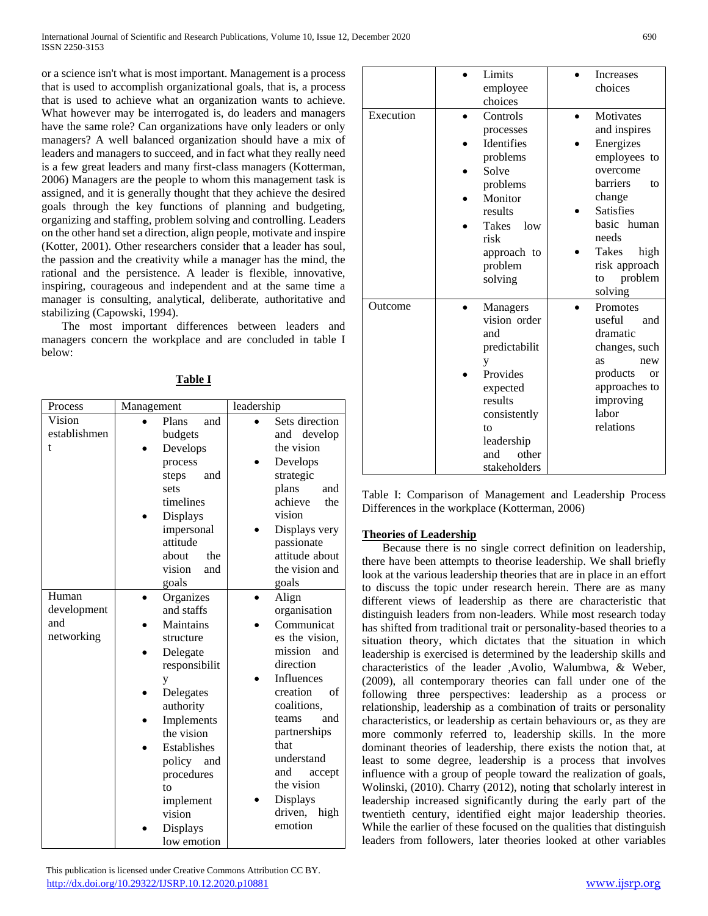or a science isn't what is most important. Management is a process that is used to accomplish organizational goals, that is, a process that is used to achieve what an organization wants to achieve. What however may be interrogated is, do leaders and managers have the same role? Can organizations have only leaders or only managers? A well balanced organization should have a mix of leaders and managers to succeed, and in fact what they really need is a few great leaders and many first-class managers (Kotterman, 2006) Managers are the people to whom this management task is assigned, and it is generally thought that they achieve the desired goals through the key functions of planning and budgeting, organizing and staffing, problem solving and controlling. Leaders on the other hand set a direction, align people, motivate and inspire (Kotter, 2001). Other researchers consider that a leader has soul, the passion and the creativity while a manager has the mind, the rational and the persistence. A leader is flexible, innovative, inspiring, courageous and independent and at the same time a manager is consulting, analytical, deliberate, authoritative and stabilizing (Capowski, 1994).

The most important differences between leaders and managers concern the workplace and are concluded in table I below:

**Table I**

| Process | Management | leadership |
|---|---|---|
| Vision establishment | • Plans and budgets<br>• Develops process steps and sets timelines<br>• Displays impersonal attitude about the vision and goals<br>• Limits employee choices | • Sets direction and develop the vision<br>• Develops strategic plans and achieve the vision<br>• Displays very passionate attitude about the vision and the goals<br>• Increases choices |
| Human development and networking | • Organizes and staffs<br>• Maintains structure<br>• Delegate responsibility<br>• Delegates authority<br>• Implements the vision<br>• Establishes policy and procedures to implement vision<br>• Displays low emotion | • Align organisation<br>• Communicates the vision, mission and direction<br>• Influences creation of coalitions, teams and partnerships that understand and accept the vision<br>• Displays driven, high emotion |
| Execution | • Controls processes<br>• Identifies problems<br>• Solve problems<br>• Monitor results<br>• Takes low risk approach to problem solving | • Motivates and inspires<br>• Energizes employees to overcome barriers to change<br>• Satisfies basic human needs<br>• Takes high risk approach to problem solving |
| Outcome | • Managers vision order and predictability<br>• Provides expected results consistently to leadership and other stakeholders | • Promotes useful and dramatic changes, such as new products or approaches to improving labor relations |

Table I: Comparison of Management and Leadership Process Differences in the workplace (Kotterman, 2006)

**Theories of Leadership**

Because there is no single correct definition on leadership, there have been attempts to theorise leadership. We shall briefly look at the various leadership theories that are in place in an effort to discuss the topic under research herein. There are as many different views of leadership as there are characteristic that distinguish leaders from non-leaders. While most research today has shifted from traditional trait or personality-based theories to a situation theory, which dictates that the situation in which leadership is exercised is determined by the leadership skills and characteristics of the leader ,Avolio, Walumbwa, & Weber, (2009), all contemporary theories can fall under one of the following three perspectives: leadership as a process or relationship, leadership as a combination of traits or personality characteristics, or leadership as certain behaviours or, as they are more commonly referred to, leadership skills. In the more dominant theories of leadership, there exists the notion that, at least to some degree, leadership is a process that involves influence with a group of people toward the realization of goals, Wolinski, (2010). Charry (2012), noting that scholarly interest in leadership increased significantly during the early part of the twentieth century, identified eight major leadership theories. While the earlier of these focused on the qualities that distinguish leaders from followers, later theories looked at other variables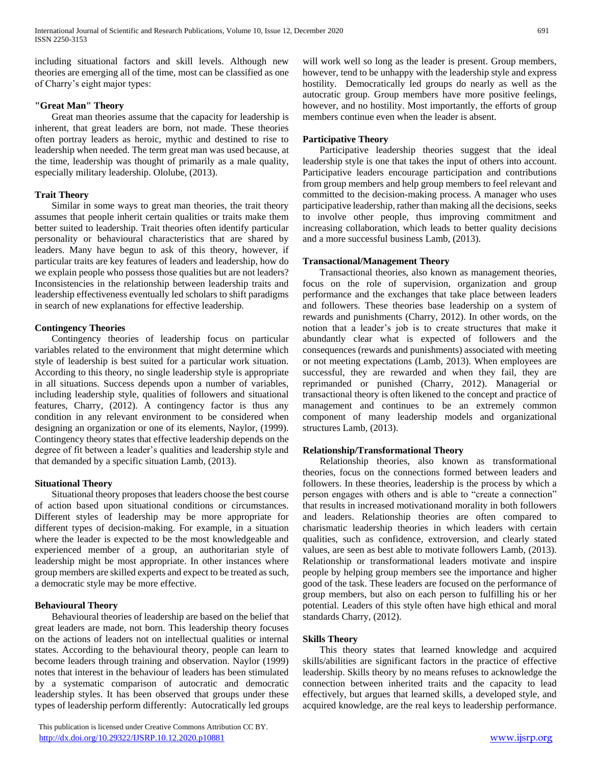including situational factors and skill levels. Although new theories are emerging all of the time, most can be classified as one of Charry's eight major types:

### "Great Man" Theory

Great man theories assume that the capacity for leadership is inherent, that great leaders are born, not made. These theories often portray leaders as heroic, mythic and destined to rise to leadership when needed. The term great man was used because, at the time, leadership was thought of primarily as a male quality, especially military leadership. Ololube, (2013).

### Trait Theory

Similar in some ways to great man theories, the trait theory assumes that people inherit certain qualities or traits make them better suited to leadership. Trait theories often identify particular personality or behavioural characteristics that are shared by leaders. Many have begun to ask of this theory, however, if particular traits are key features of leaders and leadership, how do we explain people who possess those qualities but are not leaders? Inconsistencies in the relationship between leadership traits and leadership effectiveness eventually led scholars to shift paradigms in search of new explanations for effective leadership.

### Contingency Theories

Contingency theories of leadership focus on particular variables related to the environment that might determine which style of leadership is best suited for a particular work situation. According to this theory, no single leadership style is appropriate in all situations. Success depends upon a number of variables, including leadership style, qualities of followers and situational features, Charry, (2012). A contingency factor is thus any condition in any relevant environment to be considered when designing an organization or one of its elements, Naylor, (1999). Contingency theory states that effective leadership depends on the degree of fit between a leader's qualities and leadership style and that demanded by a specific situation Lamb, (2013).

### Situational Theory

Situational theory proposes that leaders choose the best course of action based upon situational conditions or circumstances. Different styles of leadership may be more appropriate for different types of decision-making. For example, in a situation where the leader is expected to be the most knowledgeable and experienced member of a group, an authoritarian style of leadership might be most appropriate. In other instances where group members are skilled experts and expect to be treated as such, a democratic style may be more effective.

### Behavioural Theory

Behavioural theories of leadership are based on the belief that great leaders are made, not born. This leadership theory focuses on the actions of leaders not on intellectual qualities or internal states. According to the behavioural theory, people can learn to become leaders through training and observation. Naylor (1999) notes that interest in the behaviour of leaders has been stimulated by a systematic comparison of autocratic and democratic leadership styles. It has been observed that groups under these types of leadership perform differently: Autocratically led groups will work well so long as the leader is present. Group members, however, tend to be unhappy with the leadership style and express hostility. Democratically led groups do nearly as well as the autocratic group. Group members have more positive feelings, however, and no hostility. Most importantly, the efforts of group members continue even when the leader is absent.

### Participative Theory

Participative leadership theories suggest that the ideal leadership style is one that takes the input of others into account. Participative leaders encourage participation and contributions from group members and help group members to feel relevant and committed to the decision-making process. A manager who uses participative leadership, rather than making all the decisions, seeks to involve other people, thus improving commitment and increasing collaboration, which leads to better quality decisions and a more successful business Lamb, (2013).

### Transactional/Management Theory

Transactional theories, also known as management theories, focus on the role of supervision, organization and group performance and the exchanges that take place between leaders and followers. These theories base leadership on a system of rewards and punishments (Charry, 2012). In other words, on the notion that a leader's job is to create structures that make it abundantly clear what is expected of followers and the consequences (rewards and punishments) associated with meeting or not meeting expectations (Lamb, 2013). When employees are successful, they are rewarded and when they fail, they are reprimanded or punished (Charry, 2012). Managerial or transactional theory is often likened to the concept and practice of management and continues to be an extremely common component of many leadership models and organizational structures Lamb, (2013).

### Relationship/Transformational Theory

Relationship theories, also known as transformational theories, focus on the connections formed between leaders and followers. In these theories, leadership is the process by which a person engages with others and is able to "create a connection" that results in increased motivationand morality in both followers and leaders. Relationship theories are often compared to charismatic leadership theories in which leaders with certain qualities, such as confidence, extroversion, and clearly stated values, are seen as best able to motivate followers Lamb, (2013). Relationship or transformational leaders motivate and inspire people by helping group members see the importance and higher good of the task. These leaders are focused on the performance of group members, but also on each person to fulfilling his or her potential. Leaders of this style often have high ethical and moral standards Charry, (2012).

### Skills Theory

This theory states that learned knowledge and acquired skills/abilities are significant factors in the practice of effective leadership. Skills theory by no means refuses to acknowledge the connection between inherited traits and the capacity to lead effectively, but argues that learned skills, a developed style, and acquired knowledge, are the real keys to leadership performance.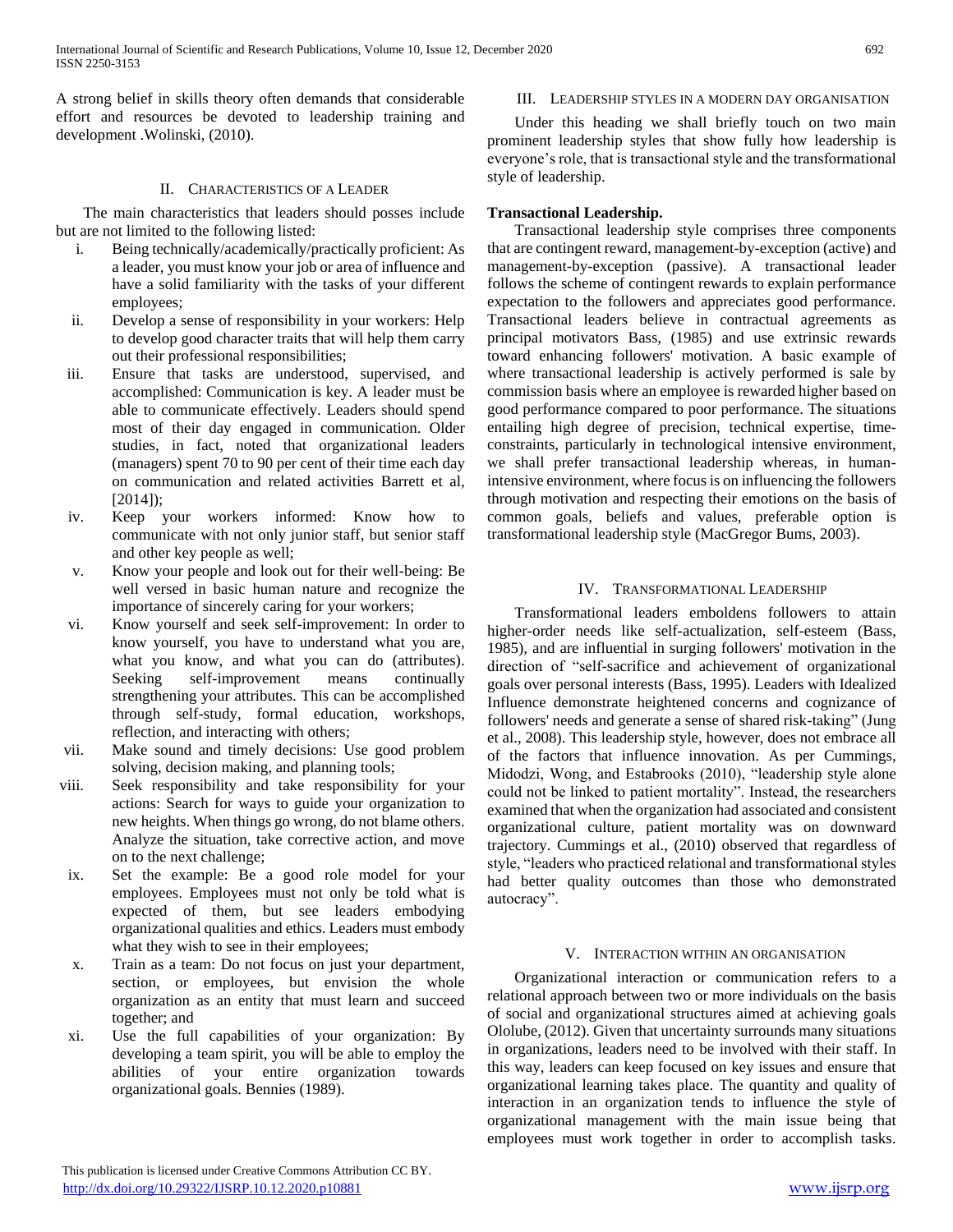A strong belief in skills theory often demands that considerable effort and resources be devoted to leadership training and development .Wolinski, (2010).

## II. Characteristics of a Leader

The main characteristics that leaders should posses include but are not limited to the following listed:

i. Being technically/academically/practically proficient: As a leader, you must know your job or area of influence and have a solid familiarity with the tasks of your different employees;
ii. Develop a sense of responsibility in your workers: Help to develop good character traits that will help them carry out their professional responsibilities;
iii. Ensure that tasks are understood, supervised, and accomplished: Communication is key. A leader must be able to communicate effectively. Leaders should spend most of their day engaged in communication. Older studies, in fact, noted that organizational leaders (managers) spent 70 to 90 per cent of their time each day on communication and related activities Barrett et al, [2014]);
iv. Keep your workers informed: Know how to communicate with not only junior staff, but senior staff and other key people as well;
v. Know your people and look out for their well-being: Be well versed in basic human nature and recognize the importance of sincerely caring for your workers;
vi. Know yourself and seek self-improvement: In order to know yourself, you have to understand what you are, what you know, and what you can do (attributes). Seeking self-improvement means continually strengthening your attributes. This can be accomplished through self-study, formal education, workshops, reflection, and interacting with others;
vii. Make sound and timely decisions: Use good problem solving, decision making, and planning tools;
viii. Seek responsibility and take responsibility for your actions: Search for ways to guide your organization to new heights. When things go wrong, do not blame others. Analyze the situation, take corrective action, and move on to the next challenge;
ix. Set the example: Be a good role model for your employees. Employees must not only be told what is expected of them, but see leaders embodying organizational qualities and ethics. Leaders must embody what they wish to see in their employees;
x. Train as a team: Do not focus on just your department, section, or employees, but envision the whole organization as an entity that must learn and succeed together; and
xi. Use the full capabilities of your organization: By developing a team spirit, you will be able to employ the abilities of your entire organization towards organizational goals. Bennies (1989).

## III. Leadership styles in a modern day organisation

Under this heading we shall briefly touch on two main prominent leadership styles that show fully how leadership is everyone's role, that is transactional style and the transformational style of leadership.

**Transactional Leadership.**

Transactional leadership style comprises three components that are contingent reward, management-by-exception (active) and management-by-exception (passive). A transactional leader follows the scheme of contingent rewards to explain performance expectation to the followers and appreciates good performance. Transactional leaders believe in contractual agreements as principal motivators Bass, (1985) and use extrinsic rewards toward enhancing followers' motivation. A basic example of where transactional leadership is actively performed is sale by commission basis where an employee is rewarded higher based on good performance compared to poor performance. The situations entailing high degree of precision, technical expertise, time-constraints, particularly in technological intensive environment, we shall prefer transactional leadership whereas, in human-intensive environment, where focus is on influencing the followers through motivation and respecting their emotions on the basis of common goals, beliefs and values, preferable option is transformational leadership style (MacGregor Bums, 2003).

## IV. Transformational Leadership

Transformational leaders emboldens followers to attain higher-order needs like self-actualization, self-esteem (Bass, 1985), and are influential in surging followers' motivation in the direction of "self-sacrifice and achievement of organizational goals over personal interests (Bass, 1995). Leaders with Idealized Influence demonstrate heightened concerns and cognizance of followers' needs and generate a sense of shared risk-taking" (Jung et al., 2008). This leadership style, however, does not embrace all of the factors that influence innovation. As per Cummings, Midodzi, Wong, and Estabrooks (2010), "leadership style alone could not be linked to patient mortality". Instead, the researchers examined that when the organization had associated and consistent organizational culture, patient mortality was on downward trajectory. Cummings et al., (2010) observed that regardless of style, "leaders who practiced relational and transformational styles had better quality outcomes than those who demonstrated autocracy".

## V. Interaction within an organisation

Organizational interaction or communication refers to a relational approach between two or more individuals on the basis of social and organizational structures aimed at achieving goals Ololube, (2012). Given that uncertainty surrounds many situations in organizations, leaders need to be involved with their staff. In this way, leaders can keep focused on key issues and ensure that organizational learning takes place. The quantity and quality of interaction in an organization tends to influence the style of organizational management with the main issue being that employees must work together in order to accomplish tasks.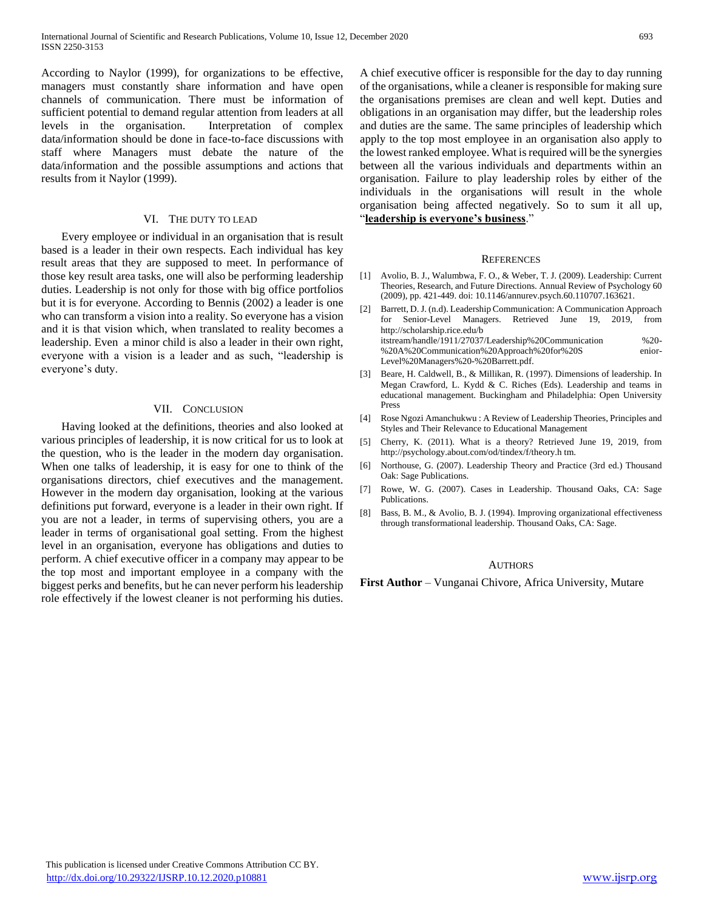According to Naylor (1999), for organizations to be effective, managers must constantly share information and have open channels of communication. There must be information of sufficient potential to demand regular attention from leaders at all levels in the organisation. Interpretation of complex data/information should be done in face-to-face discussions with staff where Managers must debate the nature of the data/information and the possible assumptions and actions that results from it Naylor (1999).

## VI. The Duty to Lead

Every employee or individual in an organisation that is result based is a leader in their own respects. Each individual has key result areas that they are supposed to meet. In performance of those key result area tasks, one will also be performing leadership duties. Leadership is not only for those with big office portfolios but it is for everyone. According to Bennis (2002) a leader is one who can transform a vision into a reality. So everyone has a vision and it is that vision which, when translated to reality becomes a leadership. Even a minor child is also a leader in their own right, everyone with a vision is a leader and as such, "leadership is everyone's duty.

## VII. Conclusion

Having looked at the definitions, theories and also looked at various principles of leadership, it is now critical for us to look at the question, who is the leader in the modern day organisation. When one talks of leadership, it is easy for one to think of the organisations directors, chief executives and the management. However in the modern day organisation, looking at the various definitions put forward, everyone is a leader in their own right. If you are not a leader, in terms of supervising others, you are a leader in terms of organisational goal setting. From the highest level in an organisation, everyone has obligations and duties to perform. A chief executive officer in a company may appear to be the top most and important employee in a company with the biggest perks and benefits, but he can never perform his leadership role effectively if the lowest cleaner is not performing his duties. A chief executive officer is responsible for the day to day running of the organisations, while a cleaner is responsible for making sure the organisations premises are clean and well kept. Duties and obligations in an organisation may differ, but the leadership roles and duties are the same. The same principles of leadership which apply to the top most employee in an organisation also apply to the lowest ranked employee. What is required will be the synergies between all the various individuals and departments within an organisation. Failure to play leadership roles by either of the individuals in the organisations will result in the whole organisation being affected negatively. So to sum it all up, "**leadership is everyone's business**."

## References

[1] Avolio, B. J., Walumbwa, F. O., & Weber, T. J. (2009). Leadership: Current Theories, Research, and Future Directions. Annual Review of Psychology 60 (2009), pp. 421-449. doi: 10.1146/annurev.psych.60.110707.163621.

[2] Barrett, D. J. (n.d). Leadership Communication: A Communication Approach for Senior-Level Managers. Retrieved June 19, 2019, from http://scholarship.rice.edu/b itstream/handle/1911/27037/Leadership%20Communication %20-%20A%20Communication%20Approach%20for%20S enior-Level%20Managers%20-%20Barrett.pdf.

[3] Beare, H. Caldwell, B., & Millikan, R. (1997). Dimensions of leadership. In Megan Crawford, L. Kydd & C. Riches (Eds). Leadership and teams in educational management. Buckingham and Philadelphia: Open University Press

[4] Rose Ngozi Amanchukwu : A Review of Leadership Theories, Principles and Styles and Their Relevance to Educational Management

[5] Cherry, K. (2011). What is a theory? Retrieved June 19, 2019, from http://psychology.about.com/od/tindex/f/theory.h tm.

[6] Northouse, G. (2007). Leadership Theory and Practice (3rd ed.) Thousand Oak: Sage Publications.

[7] Rowe, W. G. (2007). Cases in Leadership. Thousand Oaks, CA: Sage Publications.

[8] Bass, B. M., & Avolio, B. J. (1994). Improving organizational effectiveness through transformational leadership. Thousand Oaks, CA: Sage.

## Authors

**First Author** – Vunganai Chivore, Africa University, Mutare

This publication is licensed under Creative Commons Attribution CC BY.
http://dx.doi.org/10.29322/IJSRP.10.12.2020.p10881